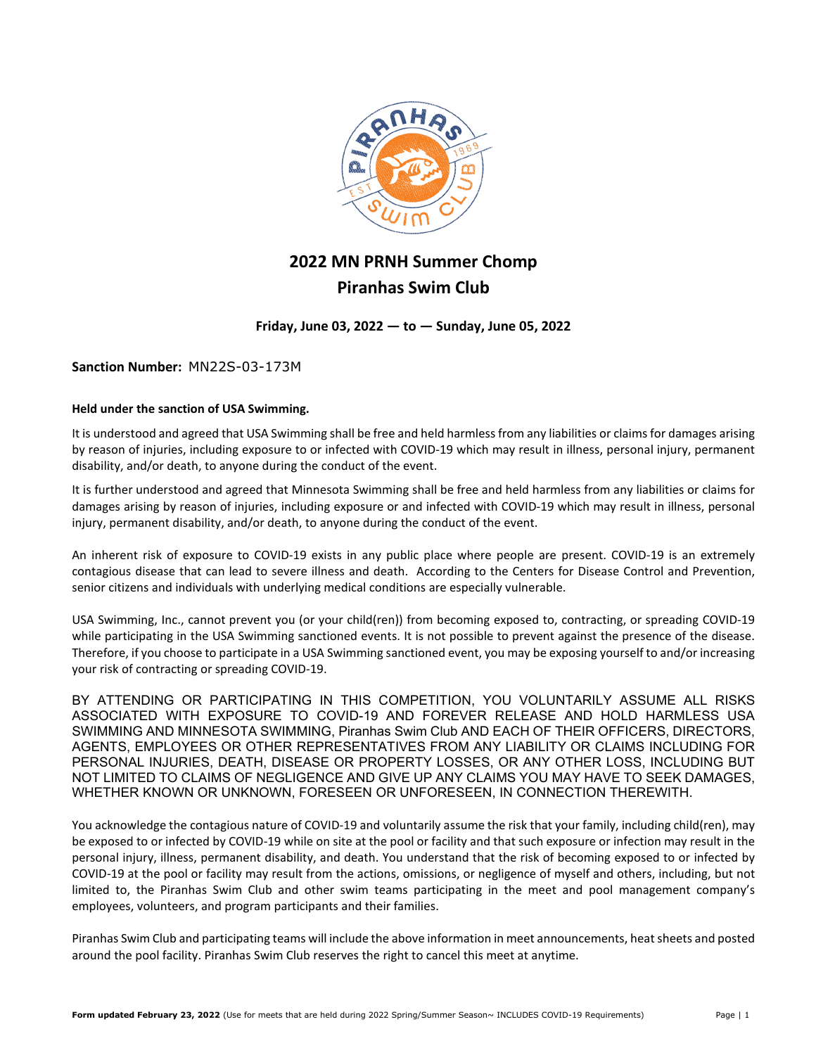# 2022 MN PRNH Summer Chomp
# Piranhas Swim Club

**Friday, June 03, 2022 — to — Sunday, June 05, 2022**

**Sanction Number:** MN22S-03-173M

**Held under the sanction of USA Swimming.**

It is understood and agreed that USA Swimming shall be free and held harmless from any liabilities or claims for damages arising by reason of injuries, including exposure to or infected with COVID-19 which may result in illness, personal injury, permanent disability, and/or death, to anyone during the conduct of the event.

It is further understood and agreed that Minnesota Swimming shall be free and held harmless from any liabilities or claims for damages arising by reason of injuries, including exposure or and infected with COVID-19 which may result in illness, personal injury, permanent disability, and/or death, to anyone during the conduct of the event.

An inherent risk of exposure to COVID-19 exists in any public place where people are present. COVID-19 is an extremely contagious disease that can lead to severe illness and death. According to the Centers for Disease Control and Prevention, senior citizens and individuals with underlying medical conditions are especially vulnerable.

USA Swimming, Inc., cannot prevent you (or your child(ren)) from becoming exposed to, contracting, or spreading COVID-19 while participating in the USA Swimming sanctioned events. It is not possible to prevent against the presence of the disease. Therefore, if you choose to participate in a USA Swimming sanctioned event, you may be exposing yourself to and/or increasing your risk of contracting or spreading COVID-19.

BY ATTENDING OR PARTICIPATING IN THIS COMPETITION, YOU VOLUNTARILY ASSUME ALL RISKS ASSOCIATED WITH EXPOSURE TO COVID-19 AND FOREVER RELEASE AND HOLD HARMLESS USA SWIMMING AND MINNESOTA SWIMMING, Piranhas Swim Club AND EACH OF THEIR OFFICERS, DIRECTORS, AGENTS, EMPLOYEES OR OTHER REPRESENTATIVES FROM ANY LIABILITY OR CLAIMS INCLUDING FOR PERSONAL INJURIES, DEATH, DISEASE OR PROPERTY LOSSES, OR ANY OTHER LOSS, INCLUDING BUT NOT LIMITED TO CLAIMS OF NEGLIGENCE AND GIVE UP ANY CLAIMS YOU MAY HAVE TO SEEK DAMAGES, WHETHER KNOWN OR UNKNOWN, FORESEEN OR UNFORESEEN, IN CONNECTION THEREWITH.

You acknowledge the contagious nature of COVID-19 and voluntarily assume the risk that your family, including child(ren), may be exposed to or infected by COVID-19 while on site at the pool or facility and that such exposure or infection may result in the personal injury, illness, permanent disability, and death. You understand that the risk of becoming exposed to or infected by COVID-19 at the pool or facility may result from the actions, omissions, or negligence of myself and others, including, but not limited to, the Piranhas Swim Club and other swim teams participating in the meet and pool management company's employees, volunteers, and program participants and their families.

Piranhas Swim Club and participating teams will include the above information in meet announcements, heat sheets and posted around the pool facility. Piranhas Swim Club reserves the right to cancel this meet at anytime.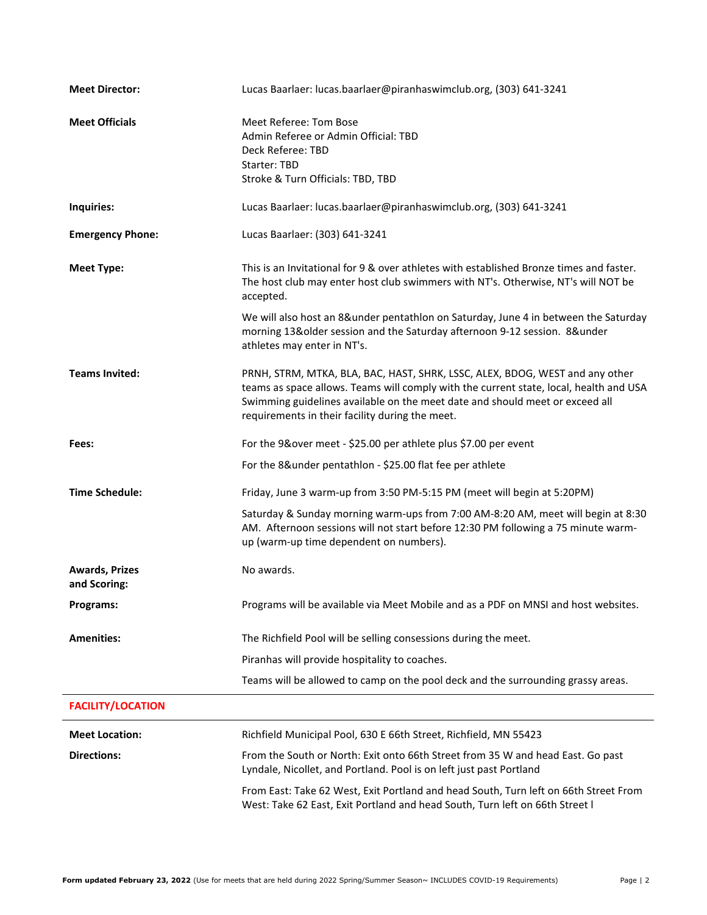**Meet Director:** Lucas Baarlaer: lucas.baarlaer@piranhaswimclub.org, (303) 641-3241

**Meet Officials**
Meet Referee: Tom Bose
Admin Referee or Admin Official: TBD
Deck Referee: TBD
Starter: TBD
Stroke & Turn Officials: TBD, TBD

**Inquiries:** Lucas Baarlaer: lucas.baarlaer@piranhaswimclub.org, (303) 641-3241

**Emergency Phone:** Lucas Baarlaer: (303) 641-3241

**Meet Type:** This is an Invitational for 9 & over athletes with established Bronze times and faster. The host club may enter host club swimmers with NT's. Otherwise, NT's will NOT be accepted.

We will also host an 8&under pentathlon on Saturday, June 4 in between the Saturday morning 13&older session and the Saturday afternoon 9-12 session. 8&under athletes may enter in NT's.

**Teams Invited:** PRNH, STRM, MTKA, BLA, BAC, HAST, SHRK, LSSC, ALEX, BDOG, WEST and any other teams as space allows. Teams will comply with the current state, local, health and USA Swimming guidelines available on the meet date and should meet or exceed all requirements in their facility during the meet.

**Fees:** For the 9&over meet - $25.00 per athlete plus $7.00 per event

For the 8&under pentathlon - $25.00 flat fee per athlete

**Time Schedule:** Friday, June 3 warm-up from 3:50 PM-5:15 PM (meet will begin at 5:20PM)

Saturday & Sunday morning warm-ups from 7:00 AM-8:20 AM, meet will begin at 8:30 AM. Afternoon sessions will not start before 12:30 PM following a 75 minute warm-up (warm-up time dependent on numbers).

**Awards, Prizes and Scoring:** No awards.

**Programs:** Programs will be available via Meet Mobile and as a PDF on MNSI and host websites.

**Amenities:** The Richfield Pool will be selling consessions during the meet.

Piranhas will provide hospitality to coaches.

Teams will be allowed to camp on the pool deck and the surrounding grassy areas.

## FACILITY/LOCATION

**Meet Location:** Richfield Municipal Pool, 630 E 66th Street, Richfield, MN 55423

**Directions:** From the South or North: Exit onto 66th Street from 35 W and head East. Go past Lyndale, Nicollet, and Portland. Pool is on left just past Portland

From East: Take 62 West, Exit Portland and head South, Turn left on 66th Street From West: Take 62 East, Exit Portland and head South, Turn left on 66th Street l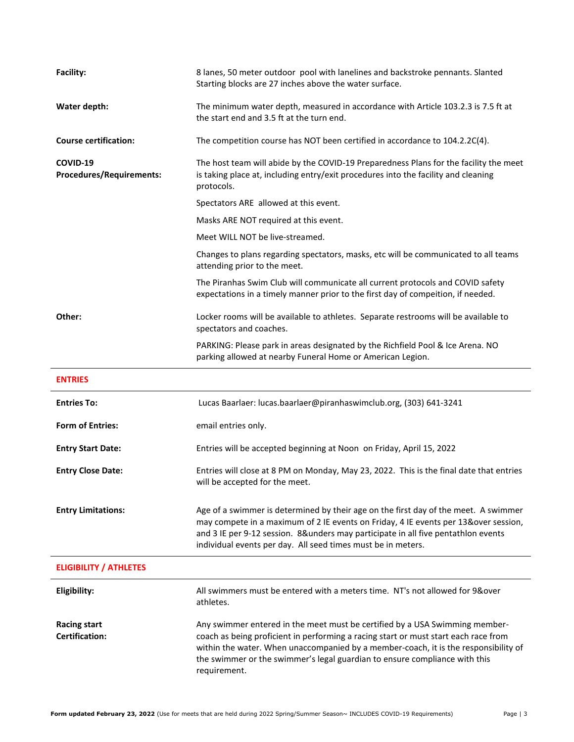| | |
|---|---|
| **Facility:** | 8 lanes, 50 meter outdoor pool with lanelines and backstroke pennants. Slanted Starting blocks are 27 inches above the water surface. |
| **Water depth:** | The minimum water depth, measured in accordance with Article 103.2.3 is 7.5 ft at the start end and 3.5 ft at the turn end. |
| **Course certification:** | The competition course has NOT been certified in accordance to 104.2.2C(4). |
| **COVID-19 Procedures/Requirements:** | The host team will abide by the COVID-19 Preparedness Plans for the facility the meet is taking place at, including entry/exit procedures into the facility and cleaning protocols.<br><br>Spectators ARE allowed at this event.<br><br>Masks ARE NOT required at this event.<br><br>Meet WILL NOT be live-streamed.<br><br>Changes to plans regarding spectators, masks, etc will be communicated to all teams attending prior to the meet.<br><br>The Piranhas Swim Club will communicate all current protocols and COVID safety expectations in a timely manner prior to the first day of compeition, if needed. |
| **Other:** | Locker rooms will be available to athletes. Separate restrooms will be available to spectators and coaches.<br><br>PARKING: Please park in areas designated by the Richfield Pool & Ice Arena. NO parking allowed at nearby Funeral Home or American Legion. |

## ENTRIES

| | |
|---|---|
| **Entries To:** | Lucas Baarlaer: lucas.baarlaer@piranhaswimclub.org, (303) 641-3241 |
| **Form of Entries:** | email entries only. |
| **Entry Start Date:** | Entries will be accepted beginning at Noon on Friday, April 15, 2022 |
| **Entry Close Date:** | Entries will close at 8 PM on Monday, May 23, 2022. This is the final date that entries will be accepted for the meet. |
| **Entry Limitations:** | Age of a swimmer is determined by their age on the first day of the meet. A swimmer may compete in a maximum of 2 IE events on Friday, 4 IE events per 13&over session, and 3 IE per 9-12 session. 8&unders may participate in all five pentathlon events individual events per day. All seed times must be in meters. |

## ELIGIBILITY / ATHLETES

| | |
|---|---|
| **Eligibility:** | All swimmers must be entered with a meters time. NT's not allowed for 9&over athletes. |
| **Racing start Certification:** | Any swimmer entered in the meet must be certified by a USA Swimming member-coach as being proficient in performing a racing start or must start each race from within the water. When unaccompanied by a member-coach, it is the responsibility of the swimmer or the swimmer's legal guardian to ensure compliance with this requirement. |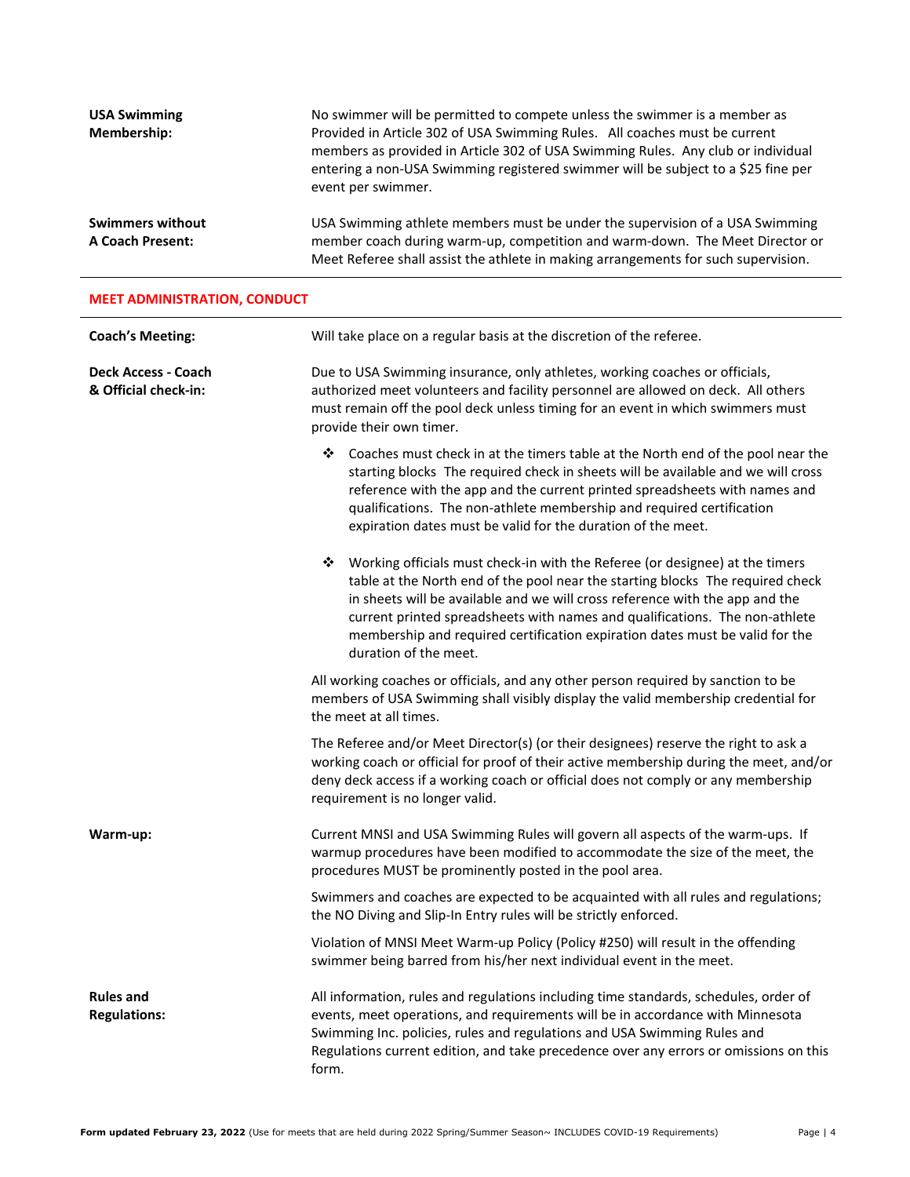**USA Swimming Membership:** No swimmer will be permitted to compete unless the swimmer is a member as Provided in Article 302 of USA Swimming Rules. All coaches must be current members as provided in Article 302 of USA Swimming Rules. Any club or individual entering a non-USA Swimming registered swimmer will be subject to a $25 fine per event per swimmer.

**Swimmers without A Coach Present:** USA Swimming athlete members must be under the supervision of a USA Swimming member coach during warm-up, competition and warm-down. The Meet Director or Meet Referee shall assist the athlete in making arrangements for such supervision.

## MEET ADMINISTRATION, CONDUCT

**Coach's Meeting:** Will take place on a regular basis at the discretion of the referee.

**Deck Access - Coach & Official check-in:** Due to USA Swimming insurance, only athletes, working coaches or officials, authorized meet volunteers and facility personnel are allowed on deck. All others must remain off the pool deck unless timing for an event in which swimmers must provide their own timer.

- Coaches must check in at the timers table at the North end of the pool near the starting blocks The required check in sheets will be available and we will cross reference with the app and the current printed spreadsheets with names and qualifications. The non-athlete membership and required certification expiration dates must be valid for the duration of the meet.

- Working officials must check-in with the Referee (or designee) at the timers table at the North end of the pool near the starting blocks The required check in sheets will be available and we will cross reference with the app and the current printed spreadsheets with names and qualifications. The non-athlete membership and required certification expiration dates must be valid for the duration of the meet.

All working coaches or officials, and any other person required by sanction to be members of USA Swimming shall visibly display the valid membership credential for the meet at all times.

The Referee and/or Meet Director(s) (or their designees) reserve the right to ask a working coach or official for proof of their active membership during the meet, and/or deny deck access if a working coach or official does not comply or any membership requirement is no longer valid.

**Warm-up:** Current MNSI and USA Swimming Rules will govern all aspects of the warm-ups. If warmup procedures have been modified to accommodate the size of the meet, the procedures MUST be prominently posted in the pool area.

Swimmers and coaches are expected to be acquainted with all rules and regulations; the NO Diving and Slip-In Entry rules will be strictly enforced.

Violation of MNSI Meet Warm-up Policy (Policy #250) will result in the offending swimmer being barred from his/her next individual event in the meet.

**Rules and Regulations:** All information, rules and regulations including time standards, schedules, order of events, meet operations, and requirements will be in accordance with Minnesota Swimming Inc. policies, rules and regulations and USA Swimming Rules and Regulations current edition, and take precedence over any errors or omissions on this form.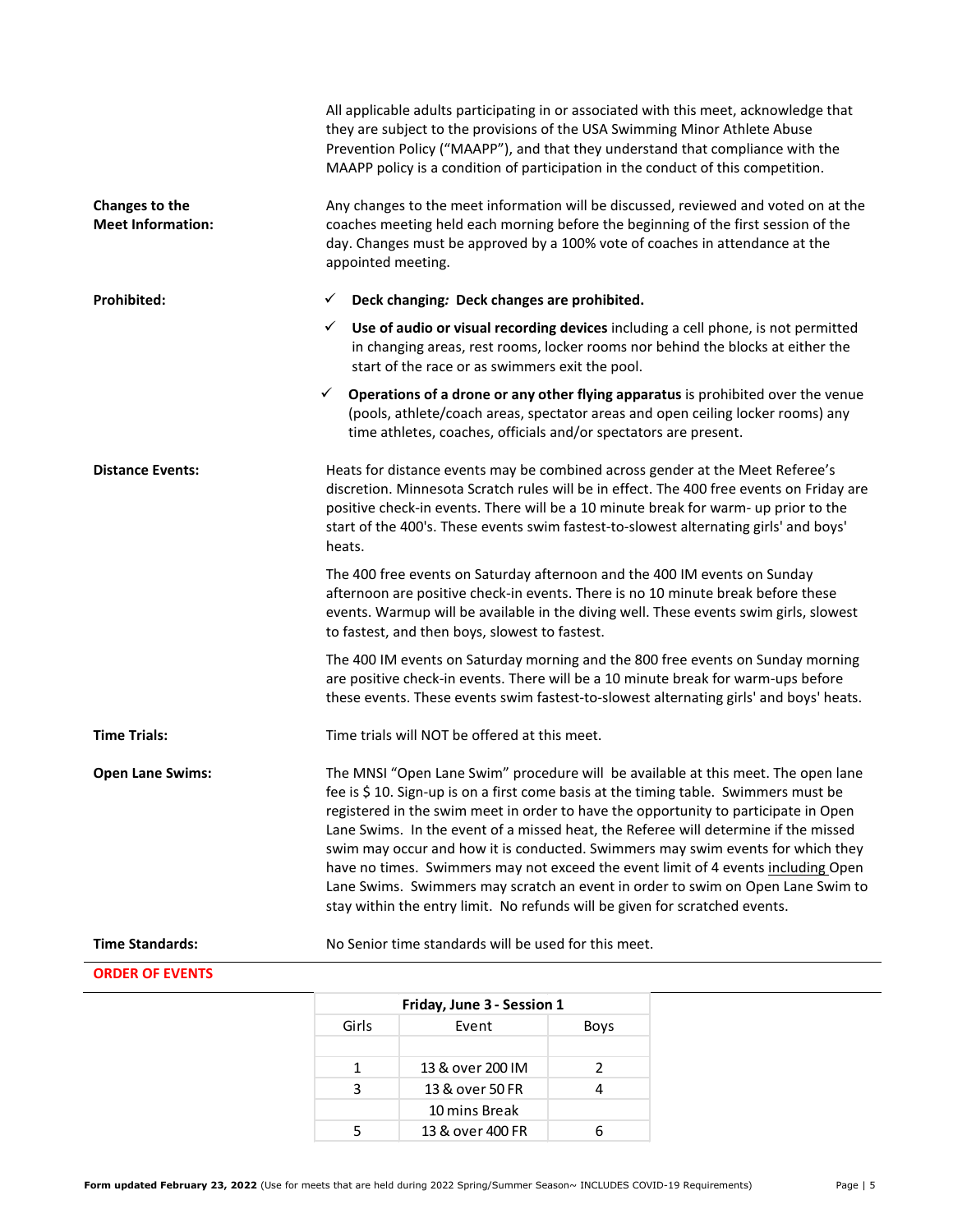All applicable adults participating in or associated with this meet, acknowledge that they are subject to the provisions of the USA Swimming Minor Athlete Abuse Prevention Policy ("MAAPP"), and that they understand that compliance with the MAAPP policy is a condition of participation in the conduct of this competition.

**Changes to the Meet Information:**

Any changes to the meet information will be discussed, reviewed and voted on at the coaches meeting held each morning before the beginning of the first session of the day. Changes must be approved by a 100% vote of coaches in attendance at the appointed meeting.

**Prohibited:**

- ✓ **Deck changing***:* **Deck changes are prohibited.**
- ✓ **Use of audio or visual recording devices** including a cell phone, is not permitted in changing areas, rest rooms, locker rooms nor behind the blocks at either the start of the race or as swimmers exit the pool.
- ✓ **Operations of a drone or any other flying apparatus** is prohibited over the venue (pools, athlete/coach areas, spectator areas and open ceiling locker rooms) any time athletes, coaches, officials and/or spectators are present.

**Distance Events:**

Heats for distance events may be combined across gender at the Meet Referee's discretion. Minnesota Scratch rules will be in effect. The 400 free events on Friday are positive check-in events. There will be a 10 minute break for warm- up prior to the start of the 400's. These events swim fastest-to-slowest alternating girls' and boys' heats.

The 400 free events on Saturday afternoon and the 400 IM events on Sunday afternoon are positive check-in events. There is no 10 minute break before these events. Warmup will be available in the diving well. These events swim girls, slowest to fastest, and then boys, slowest to fastest.

The 400 IM events on Saturday morning and the 800 free events on Sunday morning are positive check-in events. There will be a 10 minute break for warm-ups before these events. These events swim fastest-to-slowest alternating girls' and boys' heats.

**Time Trials:**

Time trials will NOT be offered at this meet.

**Open Lane Swims:**

The MNSI "Open Lane Swim" procedure will be available at this meet. The open lane fee is $ 10. Sign-up is on a first come basis at the timing table. Swimmers must be registered in the swim meet in order to have the opportunity to participate in Open Lane Swims. In the event of a missed heat, the Referee will determine if the missed swim may occur and how it is conducted. Swimmers may swim events for which they have no times. Swimmers may not exceed the event limit of 4 events including Open Lane Swims. Swimmers may scratch an event in order to swim on Open Lane Swim to stay within the entry limit. No refunds will be given for scratched events.

**Time Standards:**

No Senior time standards will be used for this meet.

## ORDER OF EVENTS

| Friday, June 3 - Session 1 | | |
|---|---|---|
| Girls | Event | Boys |
| | | |
| 1 | 13 & over 200 IM | 2 |
| 3 | 13 & over 50 FR | 4 |
| | 10 mins Break | |
| 5 | 13 & over 400 FR | 6 |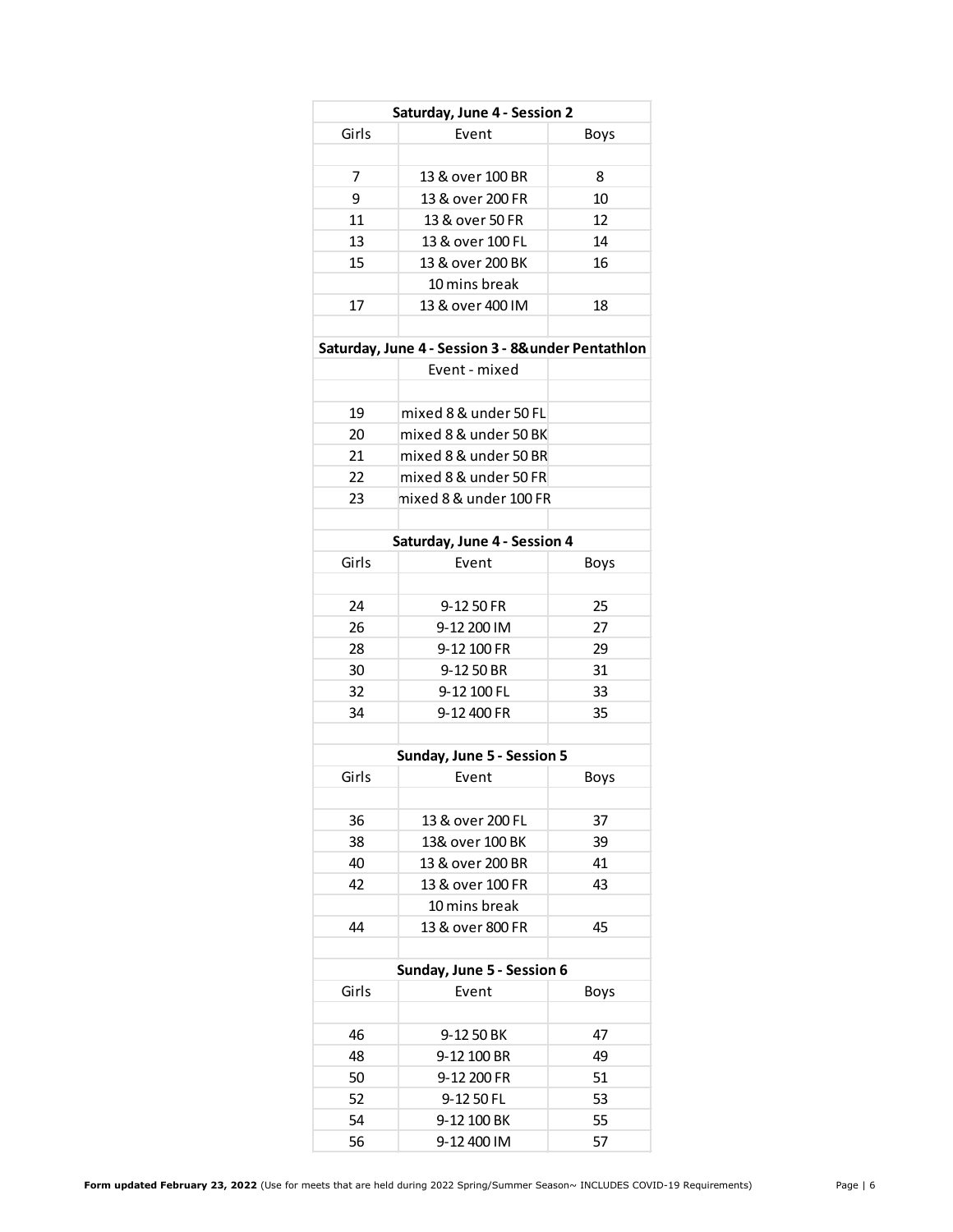| Saturday, June 4 - Session 2 | | |
|---|---|---|
| Girls | Event | Boys |
| | | |
| 7 | 13 & over 100 BR | 8 |
| 9 | 13 & over 200 FR | 10 |
| 11 | 13 & over 50 FR | 12 |
| 13 | 13 & over 100 FL | 14 |
| 15 | 13 & over 200 BK | 16 |
| | 10 mins break | |
| 17 | 13 & over 400 IM | 18 |

| Saturday, June 4 - Session 3 - 8&under Pentathlon | | |
|---|---|---|
| | Event - mixed | |
| | | |
| 19 | mixed 8 & under 50 FL | |
| 20 | mixed 8 & under 50 BK | |
| 21 | mixed 8 & under 50 BR | |
| 22 | mixed 8 & under 50 FR | |
| 23 | mixed 8 & under 100 FR | |

| Saturday, June 4 - Session 4 | | |
|---|---|---|
| Girls | Event | Boys |
| | | |
| 24 | 9-12 50 FR | 25 |
| 26 | 9-12 200 IM | 27 |
| 28 | 9-12 100 FR | 29 |
| 30 | 9-12 50 BR | 31 |
| 32 | 9-12 100 FL | 33 |
| 34 | 9-12 400 FR | 35 |

| Sunday, June 5 - Session 5 | | |
|---|---|---|
| Girls | Event | Boys |
| | | |
| 36 | 13 & over 200 FL | 37 |
| 38 | 13& over 100 BK | 39 |
| 40 | 13 & over 200 BR | 41 |
| 42 | 13 & over 100 FR | 43 |
| | 10 mins break | |
| 44 | 13 & over 800 FR | 45 |

| Sunday, June 5 - Session 6 | | |
|---|---|---|
| Girls | Event | Boys |
| | | |
| 46 | 9-12 50 BK | 47 |
| 48 | 9-12 100 BR | 49 |
| 50 | 9-12 200 FR | 51 |
| 52 | 9-12 50 FL | 53 |
| 54 | 9-12 100 BK | 55 |
| 56 | 9-12 400 IM | 57 |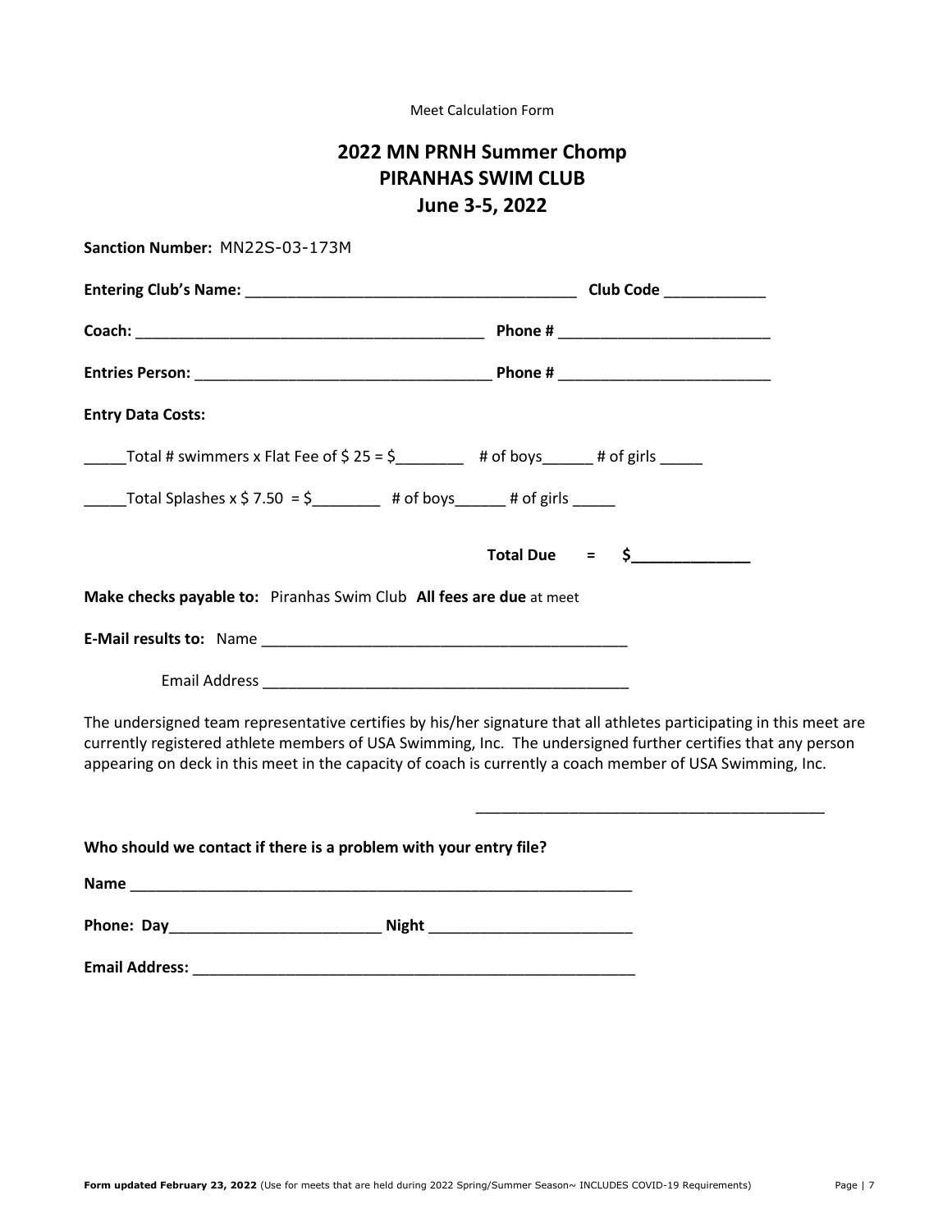Meet Calculation Form

# 2022 MN PRNH Summer Chomp
# PIRANHAS SWIM CLUB
# June 3-5, 2022

**Sanction Number:** MN22S-03-173M

**Entering Club's Name:** ______________________________________ **Club Code** ____________

**Coach:** _________________________________________ **Phone #** _________________________

**Entries Person:** __________________________________ **Phone #** _________________________

**Entry Data Costs:**

_____Total # swimmers x Flat Fee of $ 25 = $________ # of boys______ # of girls _____

_____Total Splashes x $ 7.50 = $________ # of boys______ # of girls _____

**Total Due = $______________**

**Make checks payable to:** Piranhas Swim Club **All fees are due** at meet

**E-Mail results to:** Name ____________________________________________

Email Address ____________________________________________

The undersigned team representative certifies by his/her signature that all athletes participating in this meet are currently registered athlete members of USA Swimming, Inc. The undersigned further certifies that any person appearing on deck in this meet in the capacity of coach is currently a coach member of USA Swimming, Inc.

_________________________________________

**Who should we contact if there is a problem with your entry file?**

**Name** _____________________________________________________________

**Phone: Day**_________________________ **Night** ________________________

**Email Address:** ____________________________________________________

**Form updated February 23, 2022** (Use for meets that are held during 2022 Spring/Summer Season~ INCLUDES COVID-19 Requirements)